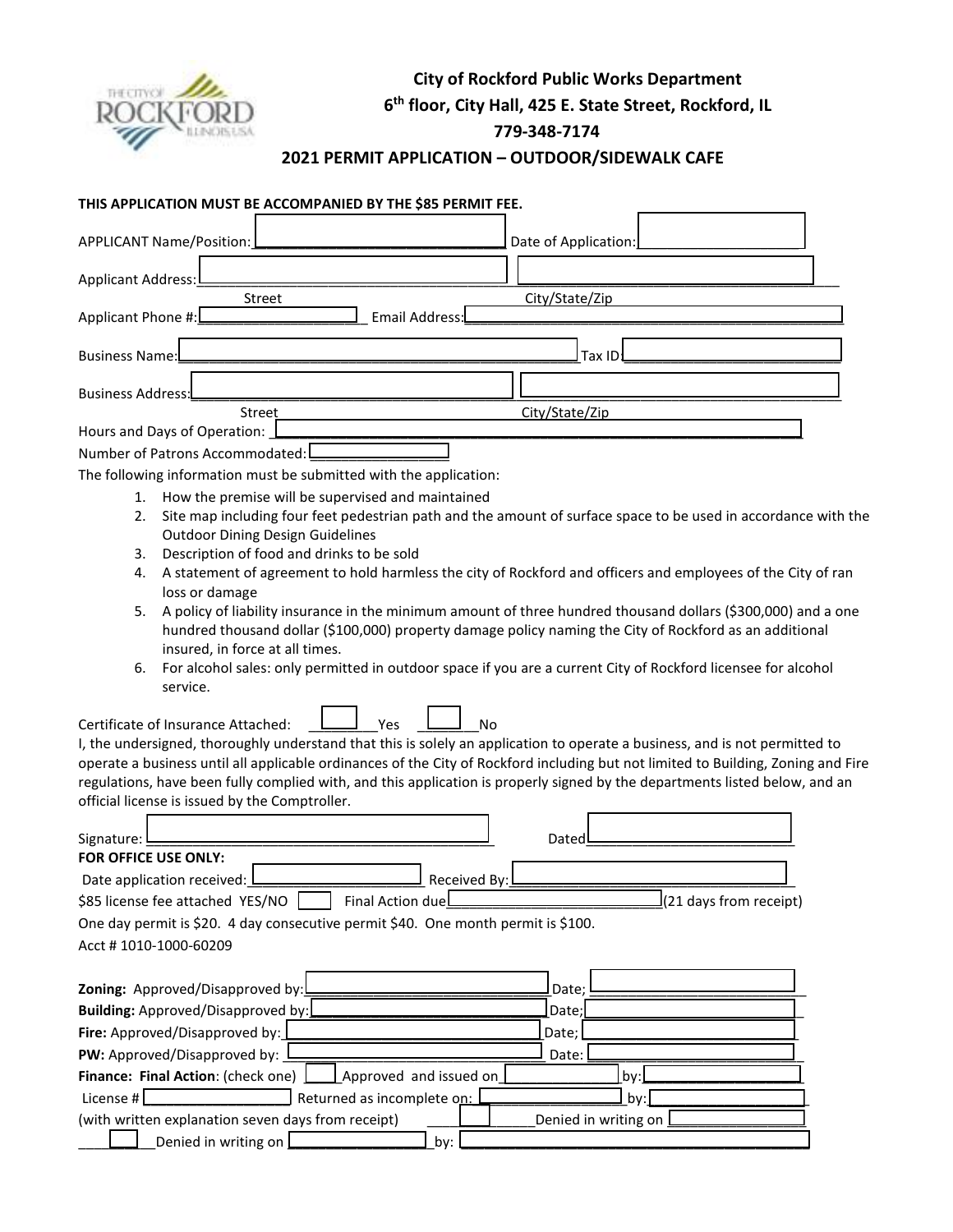**City of Rockford Public Works Department**
**6th floor, City Hall, 425 E. State Street, Rockford, IL**
**779-348-7174**

# 2021 PERMIT APPLICATION – OUTDOOR/SIDEWALK CAFE

**THIS APPLICATION MUST BE ACCOMPANIED BY THE $85 PERMIT FEE.**

APPLICANT Name/Position: ______________________________ Date of Application: ____________________

Applicant Address: ______________________________ ______________________________
Street City/State/Zip

Applicant Phone #: ____________________ Email Address: ______________________________

Business Name: ______________________________ Tax ID: ____________________

Business Address: ______________________________ ______________________________
Street City/State/Zip

Hours and Days of Operation: ______________________________

Number of Patrons Accommodated: ____________________

The following information must be submitted with the application:

1. How the premise will be supervised and maintained
2. Site map including four feet pedestrian path and the amount of surface space to be used in accordance with the Outdoor Dining Design Guidelines
3. Description of food and drinks to be sold
4. A statement of agreement to hold harmless the city of Rockford and officers and employees of the City of ran loss or damage
5. A policy of liability insurance in the minimum amount of three hundred thousand dollars ($300,000) and a one hundred thousand dollar ($100,000) property damage policy naming the City of Rockford as an additional insured, in force at all times.
6. For alcohol sales: only permitted in outdoor space if you are a current City of Rockford licensee for alcohol service.

Certificate of Insurance Attached: ______Yes ______No

I, the undersigned, thoroughly understand that this is solely an application to operate a business, and is not permitted to operate a business until all applicable ordinances of the City of Rockford including but not limited to Building, Zoning and Fire regulations, have been fully complied with, and this application is properly signed by the departments listed below, and an official license is issued by the Comptroller.

Signature: ______________________________ Dated ____________________

**FOR OFFICE USE ONLY:**

Date application received: ____________________ Received By: ____________________

$85 license fee attached YES/NO ____ Final Action due ____________________ (21 days from receipt)

One day permit is $20. 4 day consecutive permit $40. One month permit is $100.

Acct # 1010-1000-60209

**Zoning:** Approved/Disapproved by: ______________________________ Date; ____________________

**Building:** Approved/Disapproved by: ______________________________ Date; ____________________

**Fire:** Approved/Disapproved by: ______________________________ Date; ____________________

**PW:** Approved/Disapproved by: ______________________________ Date: ____________________

**Finance: Final Action**: (check one) ____ Approved and issued on ____________ by: ____________

License # ____________________ Returned as incomplete on: ____________ by: ____________

(with written explanation seven days from receipt) ______ Denied in writing on ____________

______ Denied in writing on ____________ by: ____________________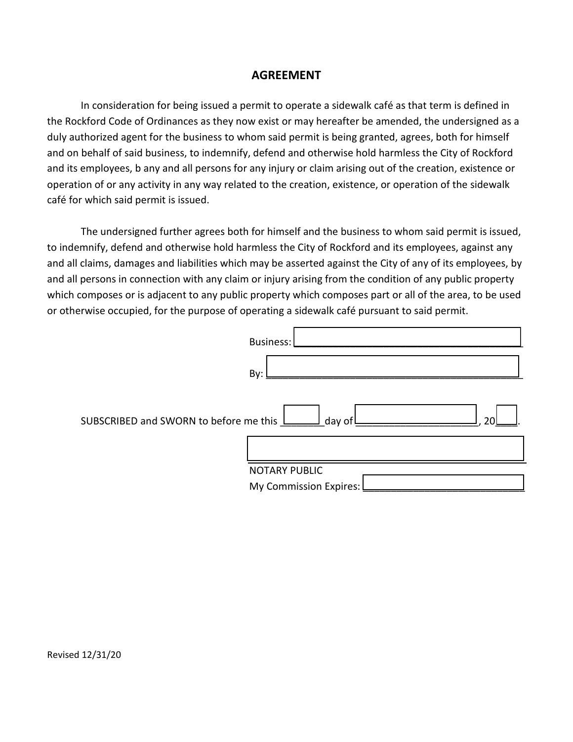## AGREEMENT

In consideration for being issued a permit to operate a sidewalk café as that term is defined in the Rockford Code of Ordinances as they now exist or may hereafter be amended, the undersigned as a duly authorized agent for the business to whom said permit is being granted, agrees, both for himself and on behalf of said business, to indemnify, defend and otherwise hold harmless the City of Rockford and its employees, b any and all persons for any injury or claim arising out of the creation, existence or operation of or any activity in any way related to the creation, existence, or operation of the sidewalk café for which said permit is issued.

The undersigned further agrees both for himself and the business to whom said permit is issued, to indemnify, defend and otherwise hold harmless the City of Rockford and its employees, against any and all claims, damages and liabilities which may be asserted against the City of any of its employees, by and all persons in connection with any claim or injury arising from the condition of any public property which composes or is adjacent to any public property which composes part or all of the area, to be used or otherwise occupied, for the purpose of operating a sidewalk café pursuant to said permit.

Business: ________________________________________

By: ____________________________________________

SUBSCRIBED and SWORN to before me this _______ day of _____________________, 20___.

_____________________________________________

NOTARY PUBLIC

My Commission Expires: ____________________________

Revised 12/31/20